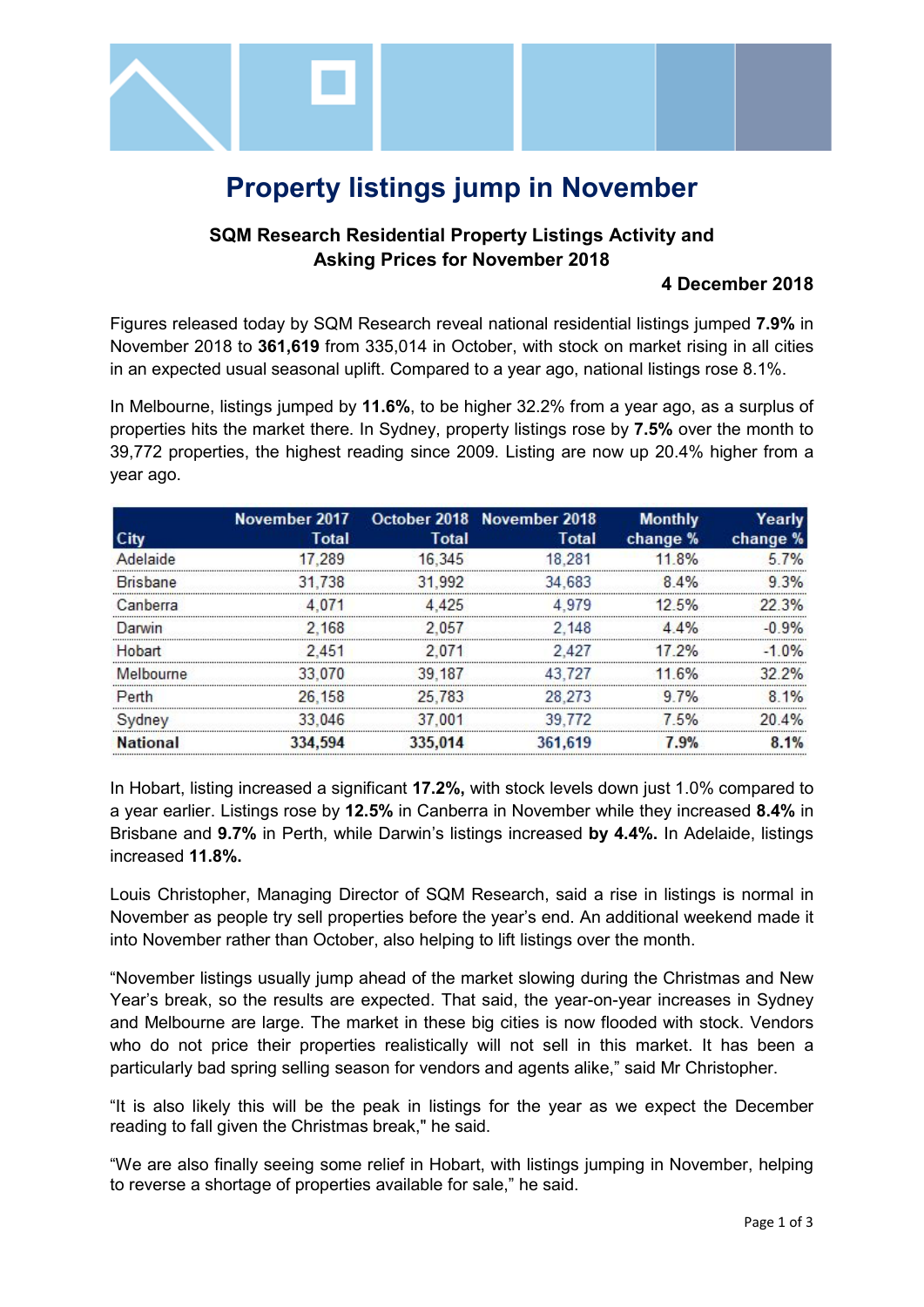# Property listings jump in November

## SQM Research Residential Property Listings Activity and Asking Prices for November 2018

**4 December 2018**

Figures released today by SQM Research reveal national residential listings jumped **7.9%** in November 2018 to **361,619** from 335,014 in October, with stock on market rising in all cities in an expected usual seasonal uplift. Compared to a year ago, national listings rose 8.1%.

In Melbourne, listings jumped by **11.6%**, to be higher 32.2% from a year ago, as a surplus of properties hits the market there. In Sydney, property listings rose by **7.5%** over the month to 39,772 properties, the highest reading since 2009. Listing are now up 20.4% higher from a year ago.

| City | November 2017 Total | October 2018 Total | November 2018 Total | Monthly change % | Yearly change % |
|---|---|---|---|---|---|
| Adelaide | 17,289 | 16,345 | 18,281 | 11.8% | 5.7% |
| Brisbane | 31,738 | 31,992 | 34,683 | 8.4% | 9.3% |
| Canberra | 4,071 | 4,425 | 4,979 | 12.5% | 22.3% |
| Darwin | 2,168 | 2,057 | 2,148 | 4.4% | -0.9% |
| Hobart | 2,451 | 2,071 | 2,427 | 17.2% | -1.0% |
| Melbourne | 33,070 | 39,187 | 43,727 | 11.6% | 32.2% |
| Perth | 26,158 | 25,783 | 28,273 | 9.7% | 8.1% |
| Sydney | 33,046 | 37,001 | 39,772 | 7.5% | 20.4% |
| **National** | **334,594** | **335,014** | **361,619** | **7.9%** | **8.1%** |

In Hobart, listing increased a significant **17.2%,** with stock levels down just 1.0% compared to a year earlier. Listings rose by **12.5%** in Canberra in November while they increased **8.4%** in Brisbane and **9.7%** in Perth, while Darwin's listings increased **by 4.4%.** In Adelaide, listings increased **11.8%.**

Louis Christopher, Managing Director of SQM Research, said a rise in listings is normal in November as people try sell properties before the year's end. An additional weekend made it into November rather than October, also helping to lift listings over the month.

"November listings usually jump ahead of the market slowing during the Christmas and New Year's break, so the results are expected. That said, the year-on-year increases in Sydney and Melbourne are large. The market in these big cities is now flooded with stock. Vendors who do not price their properties realistically will not sell in this market. It has been a particularly bad spring selling season for vendors and agents alike," said Mr Christopher.

"It is also likely this will be the peak in listings for the year as we expect the December reading to fall given the Christmas break," he said.

"We are also finally seeing some relief in Hobart, with listings jumping in November, helping to reverse a shortage of properties available for sale," he said.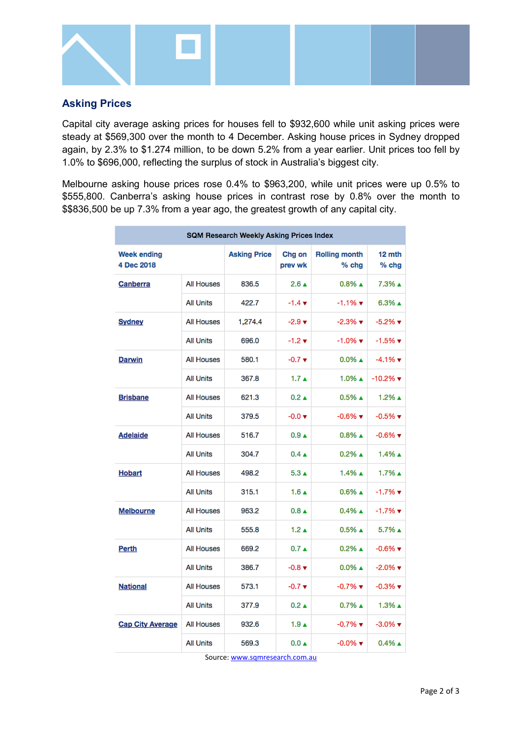## Asking Prices

Capital city average asking prices for houses fell to $932,600 while unit asking prices were steady at $569,300 over the month to 4 December. Asking house prices in Sydney dropped again, by 2.3% to $1.274 million, to be down 5.2% from a year earlier. Unit prices too fell by 1.0% to $696,000, reflecting the surplus of stock in Australia's biggest city.

Melbourne asking house prices rose 0.4% to $963,200, while unit prices were up 0.5% to $555,800. Canberra's asking house prices in contrast rose by 0.8% over the month to $$836,500 be up 7.3% from a year ago, the greatest growth of any capital city.

| SQM Research Weekly Asking Prices Index | | | | | |
|---|---|---|---|---|---|
| Week ending 4 Dec 2018 | | Asking Price | Chg on prev wk | Rolling month % chg | 12 mth % chg |
| Canberra | All Houses | 836.5 | 2.6 ▲ | 0.8% ▲ | 7.3% ▲ |
| | All Units | 422.7 | -1.4 ▼ | -1.1% ▼ | 6.3% ▲ |
| Sydney | All Houses | 1,274.4 | -2.9 ▼ | -2.3% ▼ | -5.2% ▼ |
| | All Units | 696.0 | -1.2 ▼ | -1.0% ▼ | -1.5% ▼ |
| Darwin | All Houses | 580.1 | -0.7 ▼ | 0.0% ▲ | -4.1% ▼ |
| | All Units | 367.8 | 1.7 ▲ | 1.0% ▲ | -10.2% ▼ |
| Brisbane | All Houses | 621.3 | 0.2 ▲ | 0.5% ▲ | 1.2% ▲ |
| | All Units | 379.5 | -0.0 ▼ | -0.6% ▼ | -0.5% ▼ |
| Adelaide | All Houses | 516.7 | 0.9 ▲ | 0.8% ▲ | -0.6% ▼ |
| | All Units | 304.7 | 0.4 ▲ | 0.2% ▲ | 1.4% ▲ |
| Hobart | All Houses | 498.2 | 5.3 ▲ | 1.4% ▲ | 1.7% ▲ |
| | All Units | 315.1 | 1.6 ▲ | 0.6% ▲ | -1.7% ▼ |
| Melbourne | All Houses | 963.2 | 0.8 ▲ | 0.4% ▲ | -1.7% ▼ |
| | All Units | 555.8 | 1.2 ▲ | 0.5% ▲ | 5.7% ▲ |
| Perth | All Houses | 669.2 | 0.7 ▲ | 0.2% ▲ | -0.6% ▼ |
| | All Units | 386.7 | -0.8 ▼ | 0.0% ▲ | -2.0% ▼ |
| National | All Houses | 573.1 | -0.7 ▼ | -0.7% ▼ | -0.3% ▼ |
| | All Units | 377.9 | 0.2 ▲ | 0.7% ▲ | 1.3% ▲ |
| Cap City Average | All Houses | 932.6 | 1.9 ▲ | -0.7% ▼ | -3.0% ▼ |
| | All Units | 569.3 | 0.0 ▲ | -0.0% ▼ | 0.4% ▲ |

Source: www.sqmresearch.com.au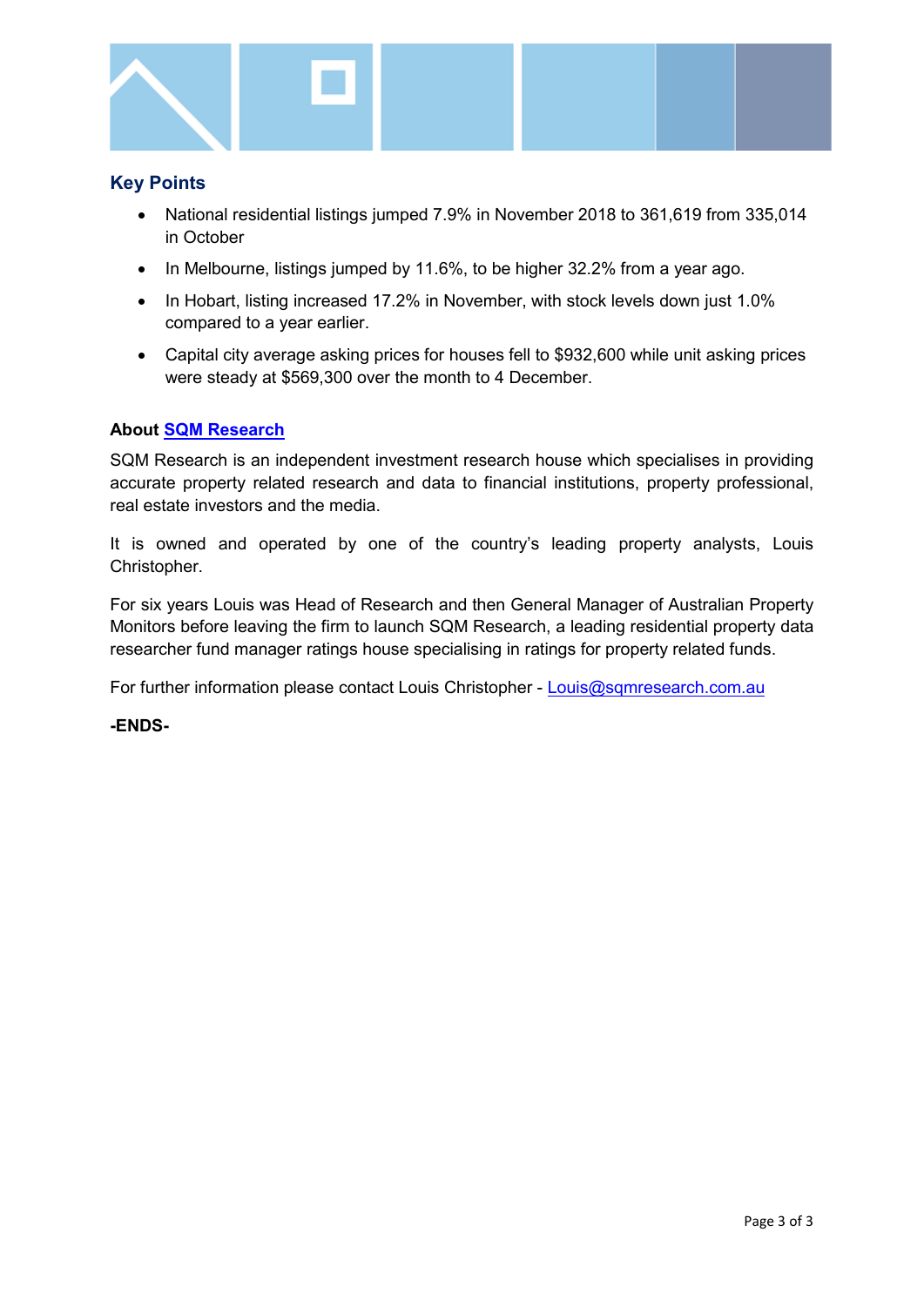## Key Points

- National residential listings jumped 7.9% in November 2018 to 361,619 from 335,014 in October
- In Melbourne, listings jumped by 11.6%, to be higher 32.2% from a year ago.
- In Hobart, listing increased 17.2% in November, with stock levels down just 1.0% compared to a year earlier.
- Capital city average asking prices for houses fell to $932,600 while unit asking prices were steady at $569,300 over the month to 4 December.

**About SQM Research**

SQM Research is an independent investment research house which specialises in providing accurate property related research and data to financial institutions, property professional, real estate investors and the media.

It is owned and operated by one of the country's leading property analysts, Louis Christopher.

For six years Louis was Head of Research and then General Manager of Australian Property Monitors before leaving the firm to launch SQM Research, a leading residential property data researcher fund manager ratings house specialising in ratings for property related funds.

For further information please contact Louis Christopher - Louis@sqmresearch.com.au

**-ENDS-**